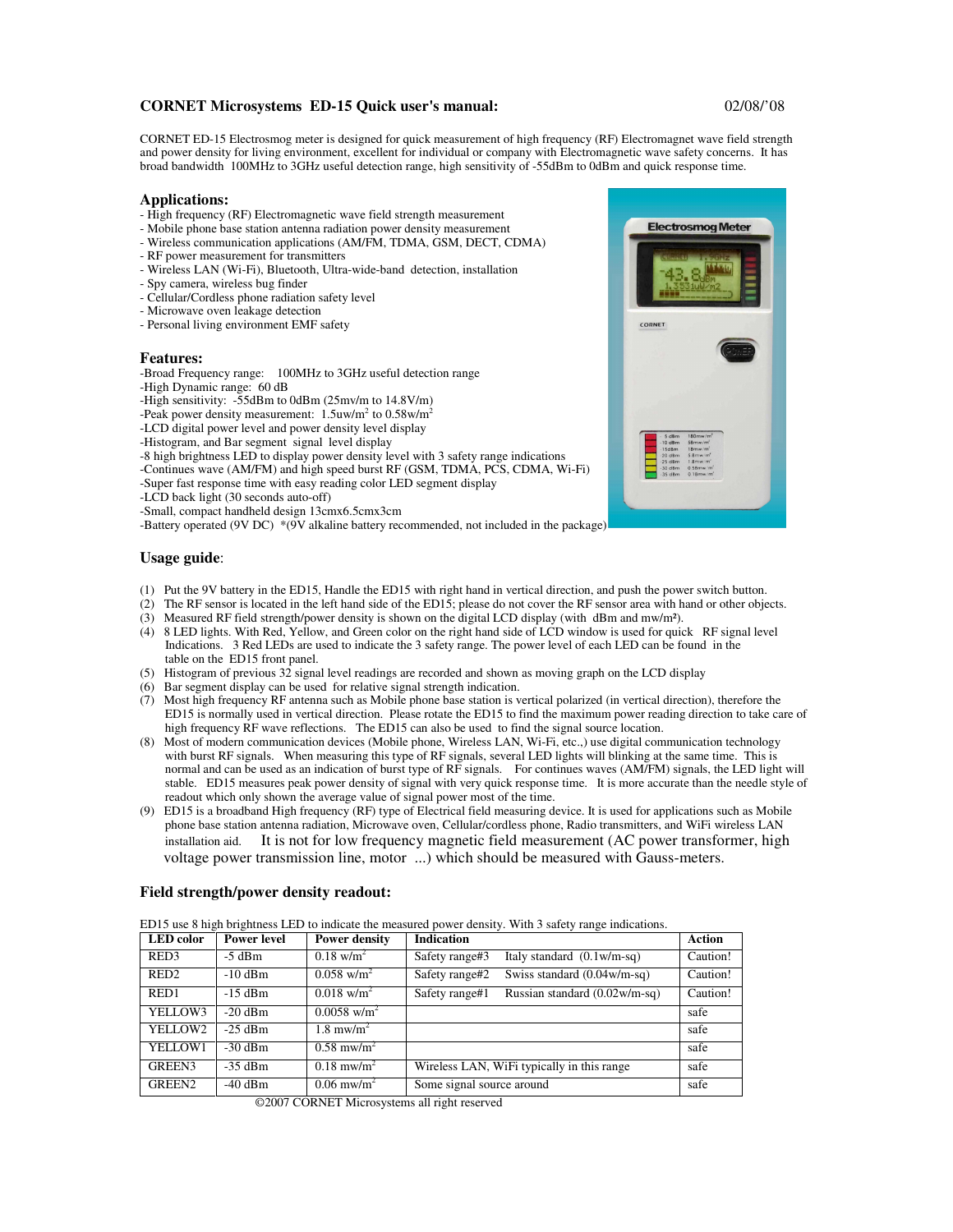**CORNET Microsystems ED-15 Quick user's manual:** 02/08/'08

CORNET ED-15 Electrosmog meter is designed for quick measurement of high frequency (RF) Electromagnet wave field strength and power density for living environment, excellent for individual or company with Electromagnetic wave safety concerns. It has broad bandwidth 100MHz to 3GHz useful detection range, high sensitivity of -55dBm to 0dBm and quick response time.

## Applications:

- High frequency (RF) Electromagnetic wave field strength measurement
- Mobile phone base station antenna radiation power density measurement
- Wireless communication applications (AM/FM, TDMA, GSM, DECT, CDMA)
- RF power measurement for transmitters
- Wireless LAN (Wi-Fi), Bluetooth, Ultra-wide-band detection, installation
- Spy camera, wireless bug finder
- Cellular/Cordless phone radiation safety level
- Microwave oven leakage detection
- Personal living environment EMF safety

## Features:

-Broad Frequency range: 100MHz to 3GHz useful detection range
-High Dynamic range: 60 dB
-High sensitivity: -55dBm to 0dBm (25mv/m to 14.8V/m)
-Peak power density measurement: 1.5uw/m$^2$ to 0.58w/m$^2$
-LCD digital power level and power density level display
-Histogram, and Bar segment signal level display
-8 high brightness LED to display power density level with 3 safety range indications
-Continues wave (AM/FM) and high speed burst RF (GSM, TDMA, PCS, CDMA, Wi-Fi)
-Super fast response time with easy reading color LED segment display
-LCD back light (30 seconds auto-off)
-Small, compact handheld design 13cmx6.5cmx3cm
-Battery operated (9V DC) *(9V alkaline battery recommended, not included in the package)

## Usage guide:

(1) Put the 9V battery in the ED15, Handle the ED15 with right hand in vertical direction, and push the power switch button.
(2) The RF sensor is located in the left hand side of the ED15; please do not cover the RF sensor area with hand or other objects.
(3) Measured RF field strength/power density is shown on the digital LCD display (with dBm and mw/m²).
(4) 8 LED lights. With Red, Yellow, and Green color on the right hand side of LCD window is used for quick RF signal level Indications. 3 Red LEDs are used to indicate the 3 safety range. The power level of each LED can be found in the table on the ED15 front panel.
(5) Histogram of previous 32 signal level readings are recorded and shown as moving graph on the LCD display
(6) Bar segment display can be used for relative signal strength indication.
(7) Most high frequency RF antenna such as Mobile phone base station is vertical polarized (in vertical direction), therefore the ED15 is normally used in vertical direction. Please rotate the ED15 to find the maximum power reading direction to take care of high frequency RF wave reflections. The ED15 can also be used to find the signal source location.
(8) Most of modern communication devices (Mobile phone, Wireless LAN, Wi-Fi, etc.,) use digital communication technology with burst RF signals. When measuring this type of RF signals, several LED lights will blinking at the same time. This is normal and can be used as an indication of burst type of RF signals. For continues waves (AM/FM) signals, the LED light will stable. ED15 measures peak power density of signal with very quick response time. It is more accurate than the needle style of readout which only shown the average value of signal power most of the time.
(9) ED15 is a broadband High frequency (RF) type of Electrical field measuring device. It is used for applications such as Mobile phone base station antenna radiation, Microwave oven, Cellular/cordless phone, Radio transmitters, and WiFi wireless LAN installation aid. It is not for low frequency magnetic field measurement (AC power transformer, high voltage power transmission line, motor ...) which should be measured with Gauss-meters.

## Field strength/power density readout:

ED15 use 8 high brightness LED to indicate the measured power density. With 3 safety range indications.

| LED color | Power level | Power density | Indication | | Action |
|---|---|---|---|---|---|
| RED3 | -5 dBm | 0.18 w/m$^2$ | Safety range#3 | Italy standard (0.1w/m-sq) | Caution! |
| RED2 | -10 dBm | 0.058 w/m$^2$ | Safety range#2 | Swiss standard (0.04w/m-sq) | Caution! |
| RED1 | -15 dBm | 0.018 w/m$^2$ | Safety range#1 | Russian standard (0.02w/m-sq) | Caution! |
| YELLOW3 | -20 dBm | 0.0058 w/m$^2$ | | | safe |
| YELLOW2 | -25 dBm | 1.8 mw/m$^2$ | | | safe |
| YELLOW1 | -30 dBm | 0.58 mw/m$^2$ | | | safe |
| GREEN3 | -35 dBm | 0.18 mw/m$^2$ | Wireless LAN, WiFi typically in this range | | safe |
| GREEN2 | -40 dBm | 0.06 mw/m$^2$ | Some signal source around | | safe |

©2007 CORNET Microsystems all right reserved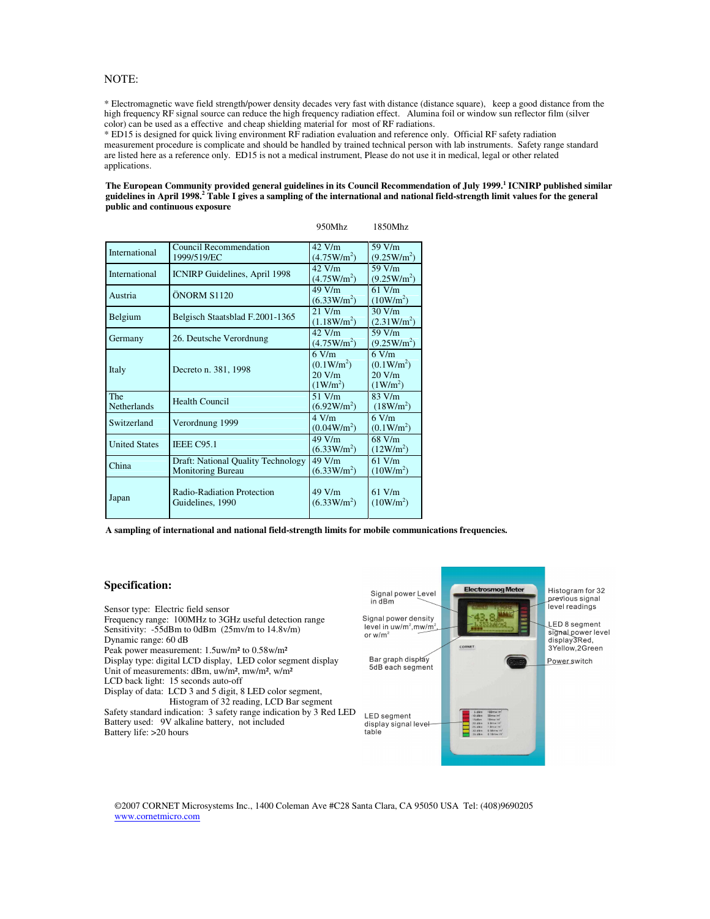NOTE:

* Electromagnetic wave field strength/power density decades very fast with distance (distance square),  keep a good distance from the high frequency RF signal source can reduce the high frequency radiation effect.  Alumina foil or window sun reflector film (silver color) can be used as a effective and cheap shielding material for most of RF radiations.
* ED15 is designed for quick living environment RF radiation evaluation and reference only.  Official RF safety radiation measurement procedure is complicate and should be handled by trained technical person with lab instruments.  Safety range standard are listed here as a reference only.  ED15 is not a medical instrument, Please do not use it in medical, legal or other related applications.

**The European Community provided general guidelines in its Council Recommendation of July 1999.[1] ICNIRP published similar guidelines in April 1998.[2] Table I gives a sampling of the international and national field-strength limit values for the general public and continuous exposure**

| | | 950Mhz | 1850Mhz |
|---|---|---|---|
| International | Council Recommendation 1999/519/EC | 42 V/m (4.75W/m$^2$) | 59 V/m (9.25W/m$^2$) |
| International | ICNIRP Guidelines, April 1998 | 42 V/m (4.75W/m$^2$) | 59 V/m (9.25W/m$^2$) |
| Austria | ÖNORM S1120 | 49 V/m (6.33W/m$^2$) | 61 V/m (10W/m$^2$) |
| Belgium | Belgisch Staatsblad F.2001-1365 | 21 V/m (1.18W/m$^2$) | 30 V/m (2.31W/m$^2$) |
| Germany | 26. Deutsche Verordnung | 42 V/m (4.75W/m$^2$) | 59 V/m (9.25W/m$^2$) |
| Italy | Decreto n. 381, 1998 | 6 V/m (0.1W/m$^2$) 20 V/m (1W/m$^2$) | 6 V/m (0.1W/m$^2$) 20 V/m (1W/m$^2$) |
| The Netherlands | Health Council | 51 V/m (6.92W/m$^2$) | 83 V/m (18W/m$^2$) |
| Switzerland | Verordnung 1999 | 4 V/m (0.04W/m$^2$) | 6 V/m (0.1W/m$^2$) |
| United States | IEEE C95.1 | 49 V/m (6.33W/m$^2$) | 68 V/m (12W/m$^2$) |
| China | Draft: National Quality Technology Monitoring Bureau | 49 V/m (6.33W/m$^2$) | 61 V/m (10W/m$^2$) |
| Japan | Radio-Radiation Protection Guidelines, 1990 | 49 V/m (6.33W/m$^2$) | 61 V/m (10W/m$^2$) |

**A sampling of international and national field-strength limits for mobile communications frequencies.**

## Specification:

Sensor type: Electric field sensor
Frequency range: 100MHz to 3GHz useful detection range
Sensitivity: -55dBm to 0dBm (25mv/m to 14.8v/m)
Dynamic range: 60 dB
Peak power measurement: 1.5uw/m² to 0.58w/m²
Display type: digital LCD display, LED color segment display
Unit of measurements: dBm, uw/m², mw/m², w/m²
LCD back light: 15 seconds auto-off
Display of data: LCD 3 and 5 digit, 8 LED color segment, Histogram of 32 reading, LCD Bar segment
Safety standard indication: 3 safety range indication by 3 Red LED
Battery used: 9V alkaline battery, not included
Battery life: >20 hours

Signal power Level in dBm

Signal power density level in uw/m$^2$,mw/m$^2$, or w/m$^2$

Bar graph display 5dB each segment

LED segment display signal level table

Histogram for 32 previous signal level readings

LED 8 segment signal power level display3Red, 3Yellow,2Green

Power switch

©2007 CORNET Microsystems Inc., 1400 Coleman Ave #C28 Santa Clara, CA 95050 USA Tel: (408)9690205
www.cornetmicro.com